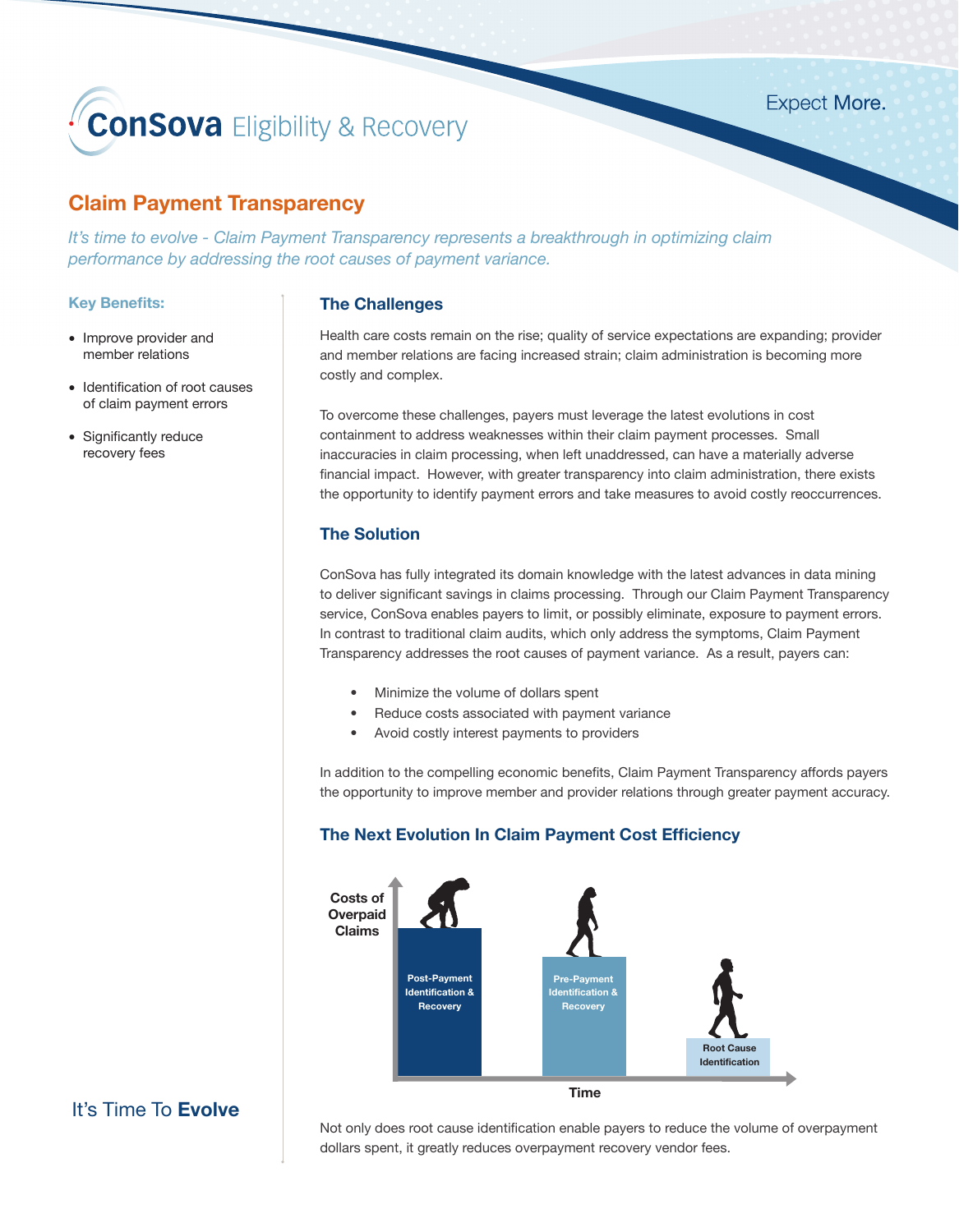# ConSova Eligibility & Recovery

Expect More.

## Claim Payment Transparency

*It's time to evolve - Claim Payment Transparency represents a breakthrough in optimizing claim performance by addressing the root causes of payment variance.*

**Key Benefits:**

- Improve provider and member relations
- Identification of root causes of claim payment errors
- Significantly reduce recovery fees

It's Time To **Evolve**

### The Challenges

Health care costs remain on the rise; quality of service expectations are expanding; provider and member relations are facing increased strain; claim administration is becoming more costly and complex.

To overcome these challenges, payers must leverage the latest evolutions in cost containment to address weaknesses within their claim payment processes. Small inaccuracies in claim processing, when left unaddressed, can have a materially adverse financial impact. However, with greater transparency into claim administration, there exists the opportunity to identify payment errors and take measures to avoid costly reoccurrences.

### The Solution

ConSova has fully integrated its domain knowledge with the latest advances in data mining to deliver significant savings in claims processing. Through our Claim Payment Transparency service, ConSova enables payers to limit, or possibly eliminate, exposure to payment errors. In contrast to traditional claim audits, which only address the symptoms, Claim Payment Transparency addresses the root causes of payment variance. As a result, payers can:

- Minimize the volume of dollars spent
- Reduce costs associated with payment variance
- Avoid costly interest payments to providers

In addition to the compelling economic benefits, Claim Payment Transparency affords payers the opportunity to improve member and provider relations through greater payment accuracy.

### The Next Evolution In Claim Payment Cost Efficiency

Costs of Overpaid Claims

Post-Payment Identification & Recovery

Pre-Payment Identification & Recovery

Root Cause Identification

Time

Not only does root cause identification enable payers to reduce the volume of overpayment dollars spent, it greatly reduces overpayment recovery vendor fees.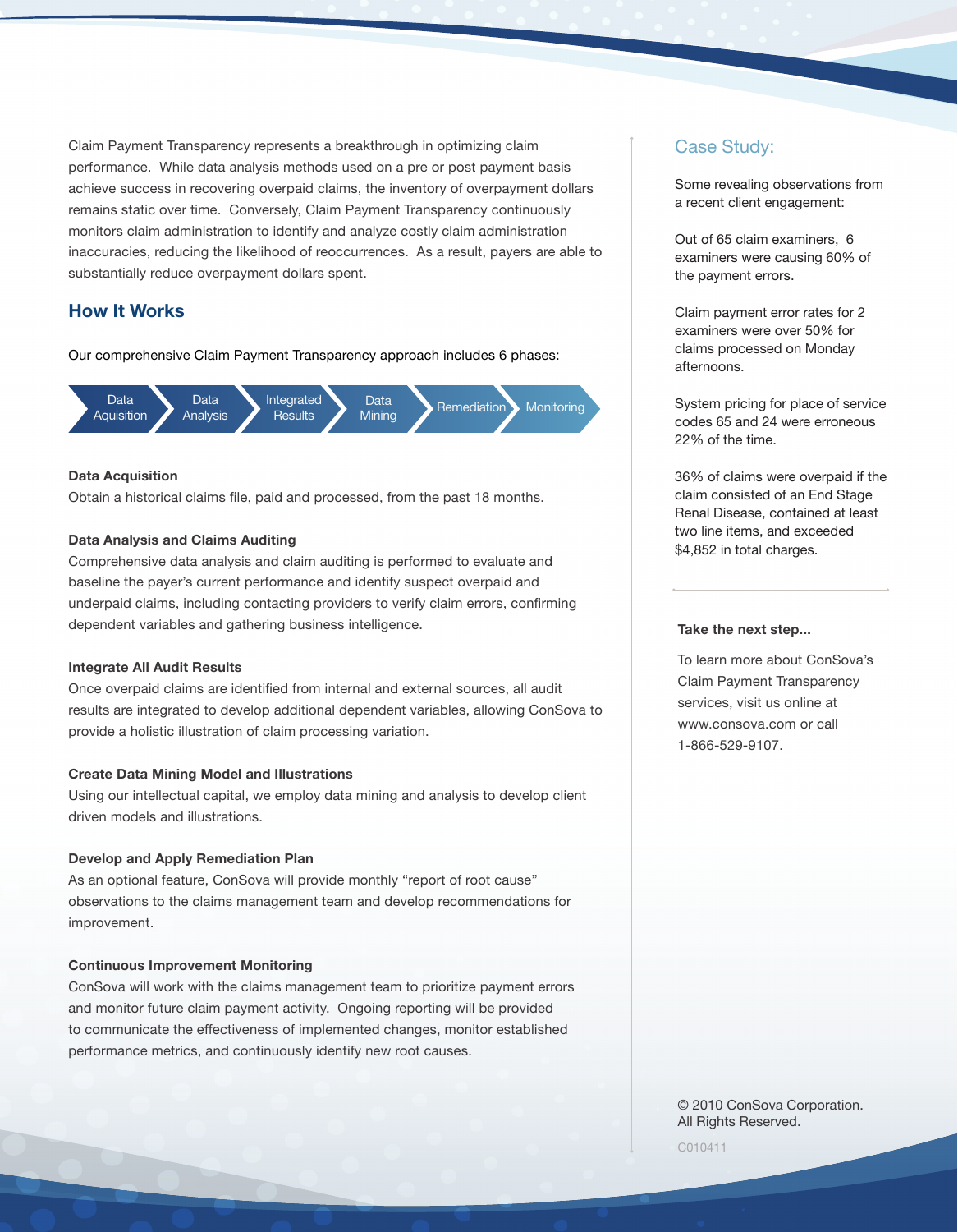Claim Payment Transparency represents a breakthrough in optimizing claim performance. While data analysis methods used on a pre or post payment basis achieve success in recovering overpaid claims, the inventory of overpayment dollars remains static over time. Conversely, Claim Payment Transparency continuously monitors claim administration to identify and analyze costly claim administration inaccuracies, reducing the likelihood of reoccurrences. As a result, payers are able to substantially reduce overpayment dollars spent.

## How It Works

Our comprehensive Claim Payment Transparency approach includes 6 phases:

Data Aquisition → Data Analysis → Integrated Results → Data Mining → Remediation → Monitoring

**Data Acquisition**

Obtain a historical claims file, paid and processed, from the past 18 months.

**Data Analysis and Claims Auditing**

Comprehensive data analysis and claim auditing is performed to evaluate and baseline the payer's current performance and identify suspect overpaid and underpaid claims, including contacting providers to verify claim errors, confirming dependent variables and gathering business intelligence.

**Integrate All Audit Results**

Once overpaid claims are identified from internal and external sources, all audit results are integrated to develop additional dependent variables, allowing ConSova to provide a holistic illustration of claim processing variation.

**Create Data Mining Model and Illustrations**

Using our intellectual capital, we employ data mining and analysis to develop client driven models and illustrations.

**Develop and Apply Remediation Plan**

As an optional feature, ConSova will provide monthly "report of root cause" observations to the claims management team and develop recommendations for improvement.

**Continuous Improvement Monitoring**

ConSova will work with the claims management team to prioritize payment errors and monitor future claim payment activity. Ongoing reporting will be provided to communicate the effectiveness of implemented changes, monitor established performance metrics, and continuously identify new root causes.

## Case Study:

Some revealing observations from a recent client engagement:

Out of 65 claim examiners, 6 examiners were causing 60% of the payment errors.

Claim payment error rates for 2 examiners were over 50% for claims processed on Monday afternoons.

System pricing for place of service codes 65 and 24 were erroneous 22% of the time.

36% of claims were overpaid if the claim consisted of an End Stage Renal Disease, contained at least two line items, and exceeded $4,852 in total charges.

**Take the next step...**

To learn more about ConSova's Claim Payment Transparency services, visit us online at www.consova.com or call 1-866-529-9107.

© 2010 ConSova Corporation.
All Rights Reserved.

C010411